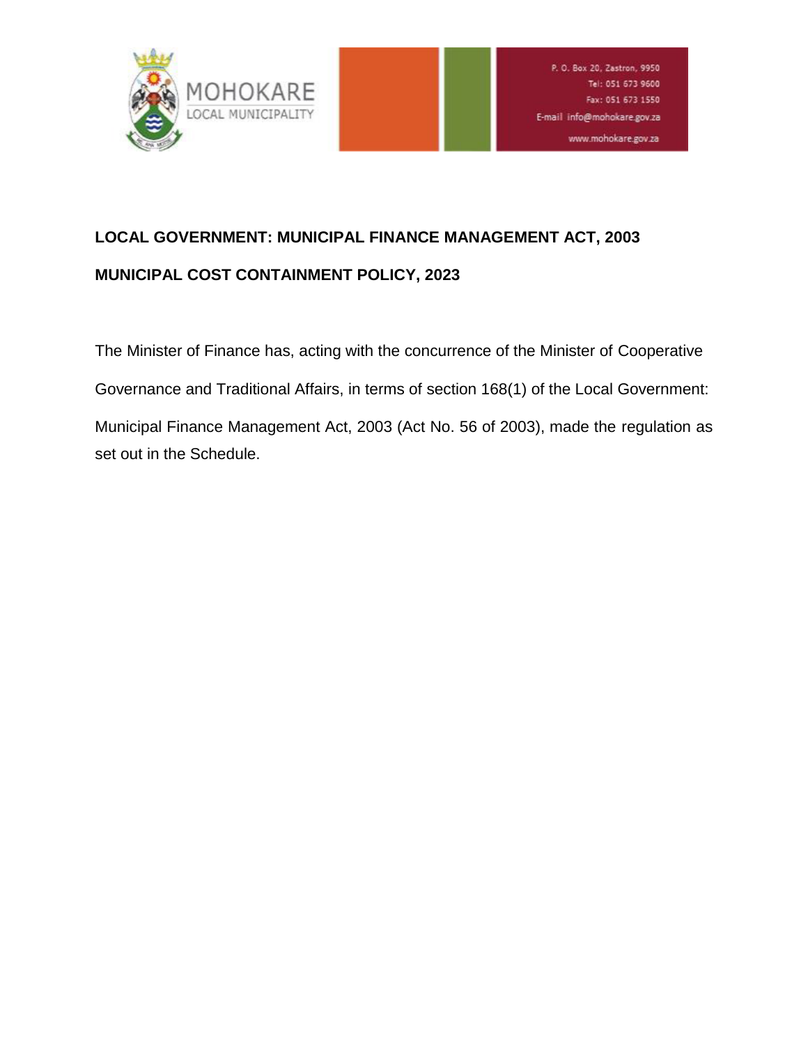MOHOKARE LOCAL MUNICIPALITY

P. O. Box 20, Zastron, 9950
Tel: 051 673 9600
Fax: 051 673 1550
E-mail info@mohokare.gov.za
www.mohokare.gov.za

**LOCAL GOVERNMENT: MUNICIPAL FINANCE MANAGEMENT ACT, 2003**

**MUNICIPAL COST CONTAINMENT POLICY, 2023**

The Minister of Finance has, acting with the concurrence of the Minister of Cooperative Governance and Traditional Affairs, in terms of section 168(1) of the Local Government: Municipal Finance Management Act, 2003 (Act No. 56 of 2003), made the regulation as set out in the Schedule.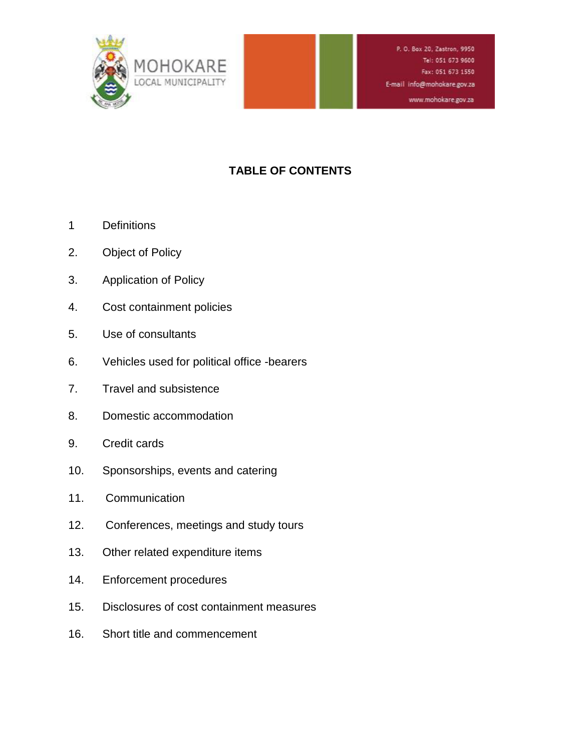## TABLE OF CONTENTS

1. Definitions
2. Object of Policy
3. Application of Policy
4. Cost containment policies
5. Use of consultants
6. Vehicles used for political office -bearers
7. Travel and subsistence
8. Domestic accommodation
9. Credit cards
10. Sponsorships, events and catering
11. Communication
12. Conferences, meetings and study tours
13. Other related expenditure items
14. Enforcement procedures
15. Disclosures of cost containment measures
16. Short title and commencement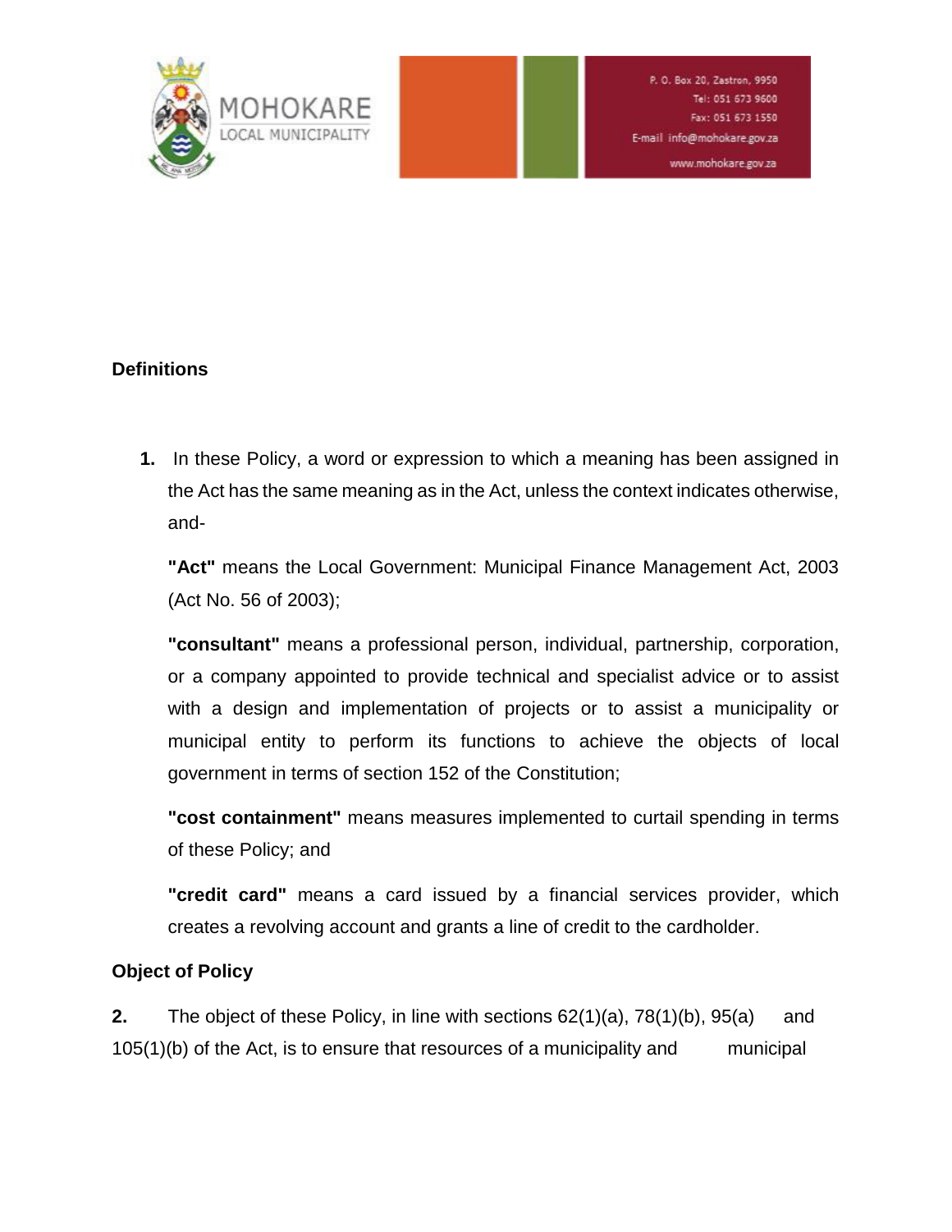## Definitions

**1.** In these Policy, a word or expression to which a meaning has been assigned in the Act has the same meaning as in the Act, unless the context indicates otherwise, and-

**"Act"** means the Local Government: Municipal Finance Management Act, 2003 (Act No. 56 of 2003);

**"consultant"** means a professional person, individual, partnership, corporation, or a company appointed to provide technical and specialist advice or to assist with a design and implementation of projects or to assist a municipality or municipal entity to perform its functions to achieve the objects of local government in terms of section 152 of the Constitution;

**"cost containment"** means measures implemented to curtail spending in terms of these Policy; and

**"credit card"** means a card issued by a financial services provider, which creates a revolving account and grants a line of credit to the cardholder.

## Object of Policy

**2.** The object of these Policy, in line with sections 62(1)(a), 78(1)(b), 95(a) and 105(1)(b) of the Act, is to ensure that resources of a municipality and municipal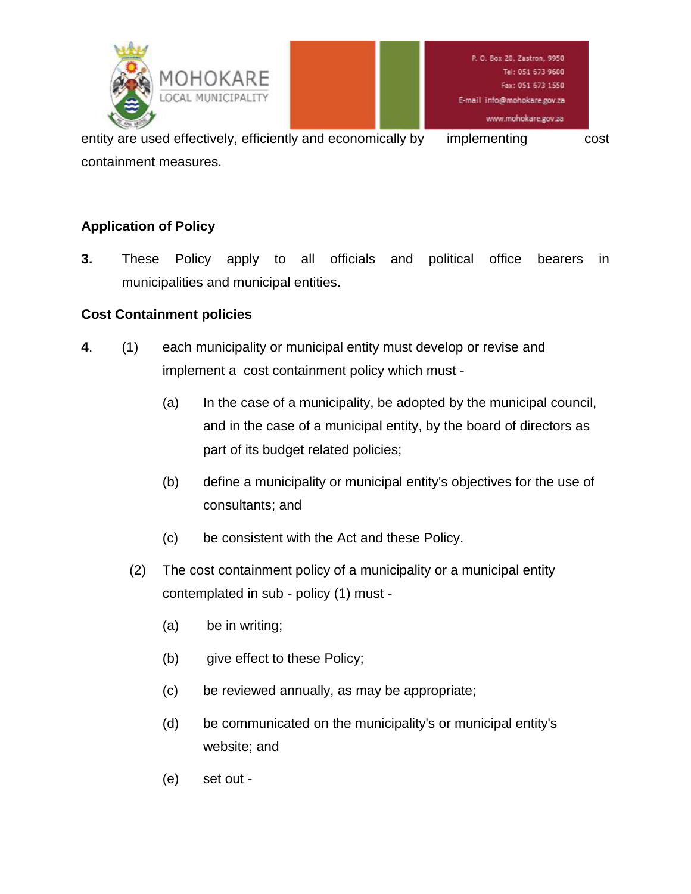entity are used effectively, efficiently and economically by implementing cost containment measures.

**Application of Policy**

**3.** These Policy apply to all officials and political office bearers in municipalities and municipal entities.

**Cost Containment policies**

**4.** (1) each municipality or municipal entity must develop or revise and implement a cost containment policy which must -

(a) In the case of a municipality, be adopted by the municipal council, and in the case of a municipal entity, by the board of directors as part of its budget related policies;

(b) define a municipality or municipal entity's objectives for the use of consultants; and

(c) be consistent with the Act and these Policy.

(2) The cost containment policy of a municipality or a municipal entity contemplated in sub - policy (1) must -

(a) be in writing;

(b) give effect to these Policy;

(c) be reviewed annually, as may be appropriate;

(d) be communicated on the municipality's or municipal entity's website; and

(e) set out -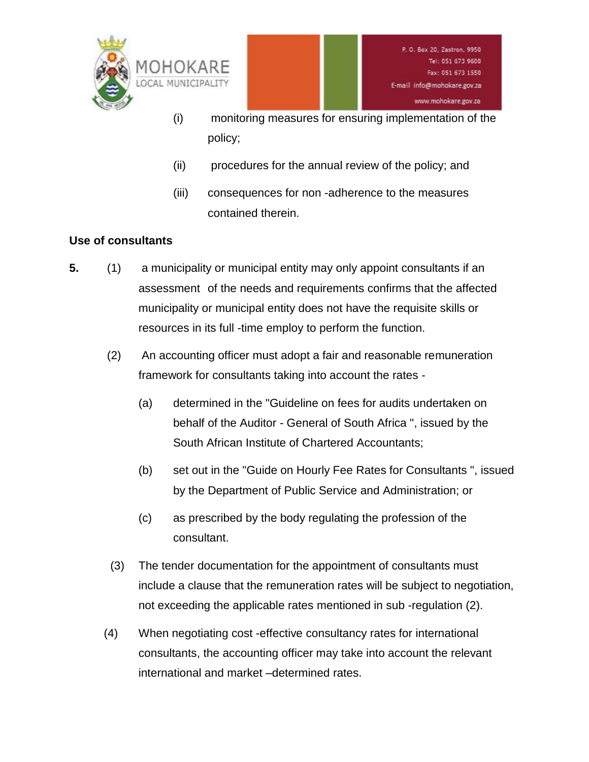(i) monitoring measures for ensuring implementation of the policy;

(ii) procedures for the annual review of the policy; and

(iii) consequences for non -adherence to the measures contained therein.

**Use of consultants**

**5.** (1) a municipality or municipal entity may only appoint consultants if an assessment of the needs and requirements confirms that the affected municipality or municipal entity does not have the requisite skills or resources in its full -time employ to perform the function.

(2) An accounting officer must adopt a fair and reasonable remuneration framework for consultants taking into account the rates -

(a) determined in the "Guideline on fees for audits undertaken on behalf of the Auditor - General of South Africa ", issued by the South African Institute of Chartered Accountants;

(b) set out in the "Guide on Hourly Fee Rates for Consultants ", issued by the Department of Public Service and Administration; or

(c) as prescribed by the body regulating the profession of the consultant.

(3) The tender documentation for the appointment of consultants must include a clause that the remuneration rates will be subject to negotiation, not exceeding the applicable rates mentioned in sub -regulation (2).

(4) When negotiating cost -effective consultancy rates for international consultants, the accounting officer may take into account the relevant international and market –determined rates.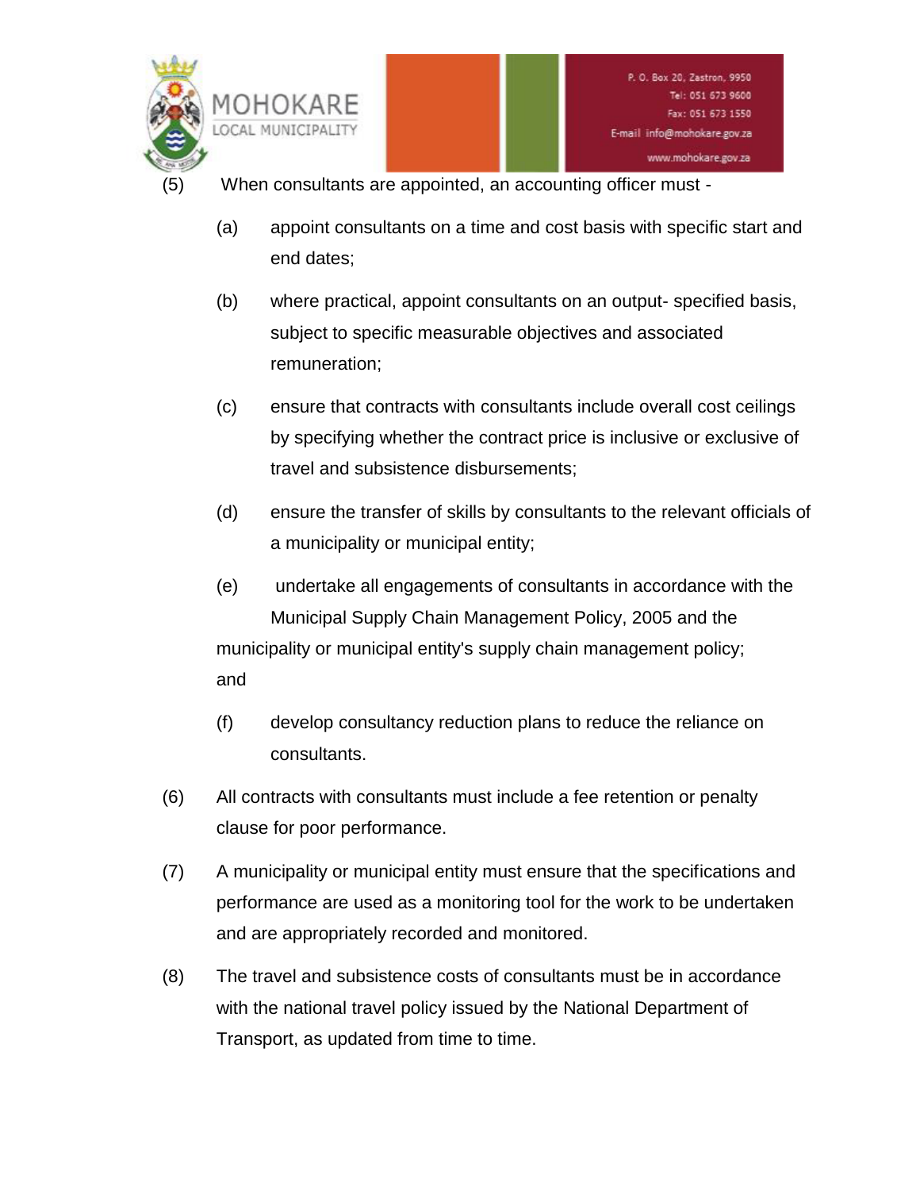(5) When consultants are appointed, an accounting officer must -

(a) appoint consultants on a time and cost basis with specific start and end dates;

(b) where practical, appoint consultants on an output- specified basis, subject to specific measurable objectives and associated remuneration;

(c) ensure that contracts with consultants include overall cost ceilings by specifying whether the contract price is inclusive or exclusive of travel and subsistence disbursements;

(d) ensure the transfer of skills by consultants to the relevant officials of a municipality or municipal entity;

(e) undertake all engagements of consultants in accordance with the Municipal Supply Chain Management Policy, 2005 and the municipality or municipal entity's supply chain management policy; and

(f) develop consultancy reduction plans to reduce the reliance on consultants.

(6) All contracts with consultants must include a fee retention or penalty clause for poor performance.

(7) A municipality or municipal entity must ensure that the specifications and performance are used as a monitoring tool for the work to be undertaken and are appropriately recorded and monitored.

(8) The travel and subsistence costs of consultants must be in accordance with the national travel policy issued by the National Department of Transport, as updated from time to time.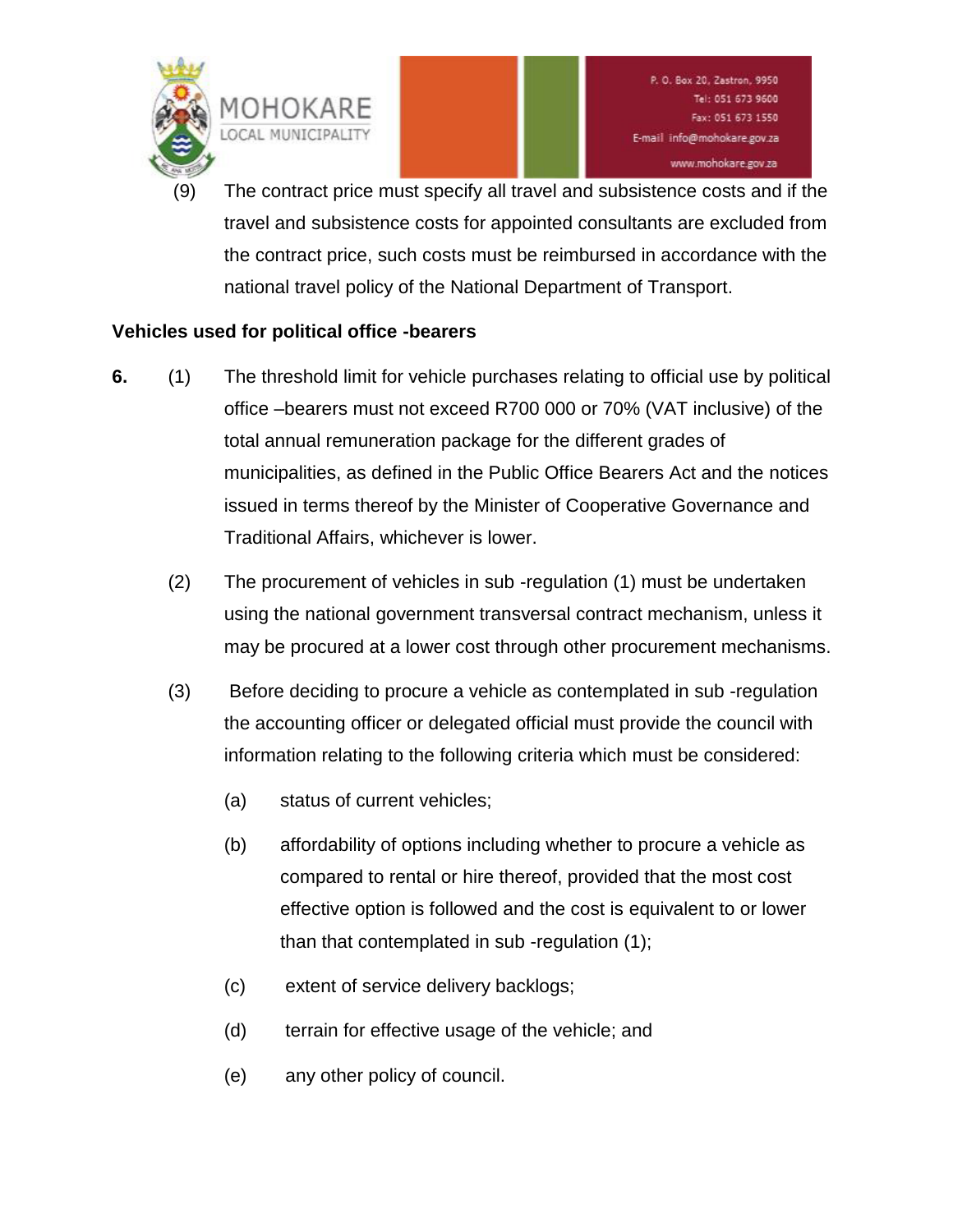(9) The contract price must specify all travel and subsistence costs and if the travel and subsistence costs for appointed consultants are excluded from the contract price, such costs must be reimbursed in accordance with the national travel policy of the National Department of Transport.

**Vehicles used for political office -bearers**

**6.** (1) The threshold limit for vehicle purchases relating to official use by political office –bearers must not exceed R700 000 or 70% (VAT inclusive) of the total annual remuneration package for the different grades of municipalities, as defined in the Public Office Bearers Act and the notices issued in terms thereof by the Minister of Cooperative Governance and Traditional Affairs, whichever is lower.

(2) The procurement of vehicles in sub -regulation (1) must be undertaken using the national government transversal contract mechanism, unless it may be procured at a lower cost through other procurement mechanisms.

(3) Before deciding to procure a vehicle as contemplated in sub -regulation the accounting officer or delegated official must provide the council with information relating to the following criteria which must be considered:

(a) status of current vehicles;

(b) affordability of options including whether to procure a vehicle as compared to rental or hire thereof, provided that the most cost effective option is followed and the cost is equivalent to or lower than that contemplated in sub -regulation (1);

(c) extent of service delivery backlogs;

(d) terrain for effective usage of the vehicle; and

(e) any other policy of council.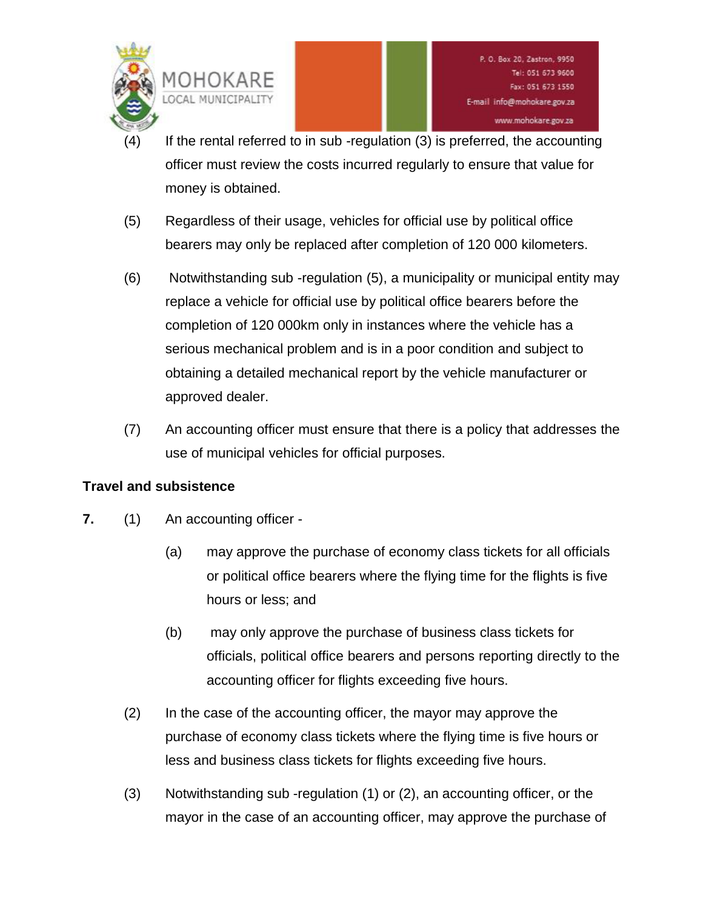(4) If the rental referred to in sub -regulation (3) is preferred, the accounting officer must review the costs incurred regularly to ensure that value for money is obtained.

(5) Regardless of their usage, vehicles for official use by political office bearers may only be replaced after completion of 120 000 kilometers.

(6) Notwithstanding sub -regulation (5), a municipality or municipal entity may replace a vehicle for official use by political office bearers before the completion of 120 000km only in instances where the vehicle has a serious mechanical problem and is in a poor condition and subject to obtaining a detailed mechanical report by the vehicle manufacturer or approved dealer.

(7) An accounting officer must ensure that there is a policy that addresses the use of municipal vehicles for official purposes.

**Travel and subsistence**

**7.** (1) An accounting officer -

(a) may approve the purchase of economy class tickets for all officials or political office bearers where the flying time for the flights is five hours or less; and

(b) may only approve the purchase of business class tickets for officials, political office bearers and persons reporting directly to the accounting officer for flights exceeding five hours.

(2) In the case of the accounting officer, the mayor may approve the purchase of economy class tickets where the flying time is five hours or less and business class tickets for flights exceeding five hours.

(3) Notwithstanding sub -regulation (1) or (2), an accounting officer, or the mayor in the case of an accounting officer, may approve the purchase of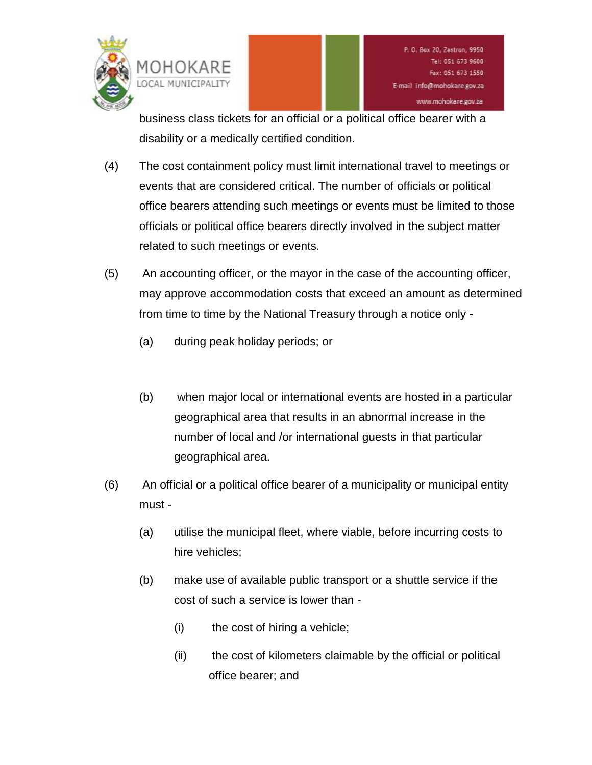business class tickets for an official or a political office bearer with a disability or a medically certified condition.

(4) The cost containment policy must limit international travel to meetings or events that are considered critical. The number of officials or political office bearers attending such meetings or events must be limited to those officials or political office bearers directly involved in the subject matter related to such meetings or events.

(5) An accounting officer, or the mayor in the case of the accounting officer, may approve accommodation costs that exceed an amount as determined from time to time by the National Treasury through a notice only -

(a) during peak holiday periods; or

(b) when major local or international events are hosted in a particular geographical area that results in an abnormal increase in the number of local and /or international guests in that particular geographical area.

(6) An official or a political office bearer of a municipality or municipal entity must -

(a) utilise the municipal fleet, where viable, before incurring costs to hire vehicles;

(b) make use of available public transport or a shuttle service if the cost of such a service is lower than -

(i) the cost of hiring a vehicle;

(ii) the cost of kilometers claimable by the official or political office bearer; and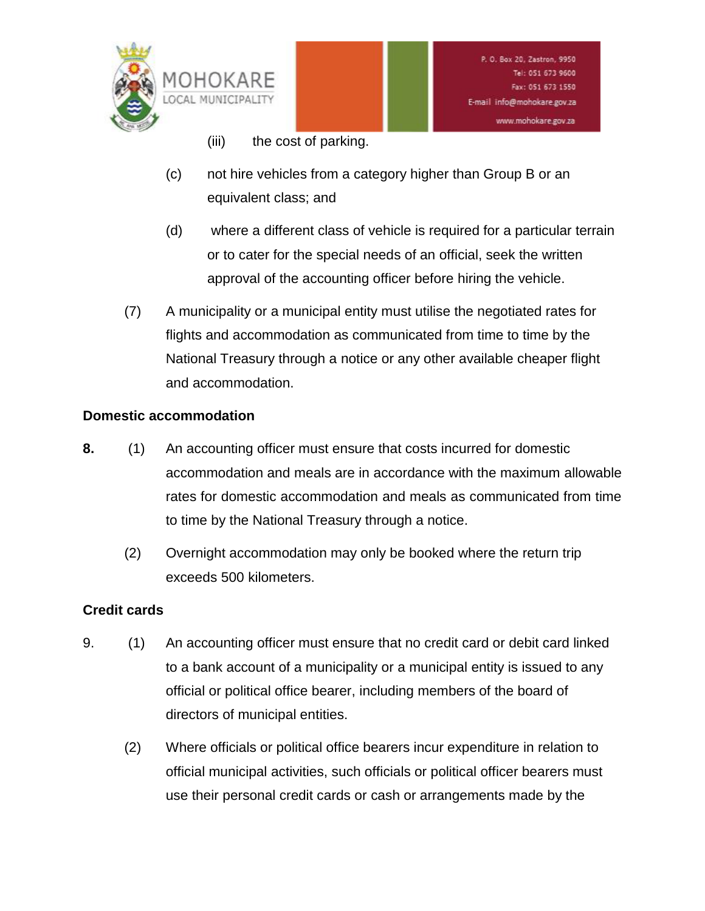(iii) the cost of parking.

(c) not hire vehicles from a category higher than Group B or an equivalent class; and

(d) where a different class of vehicle is required for a particular terrain or to cater for the special needs of an official, seek the written approval of the accounting officer before hiring the vehicle.

(7) A municipality or a municipal entity must utilise the negotiated rates for flights and accommodation as communicated from time to time by the National Treasury through a notice or any other available cheaper flight and accommodation.

**Domestic accommodation**

**8.** (1) An accounting officer must ensure that costs incurred for domestic accommodation and meals are in accordance with the maximum allowable rates for domestic accommodation and meals as communicated from time to time by the National Treasury through a notice.

(2) Overnight accommodation may only be booked where the return trip exceeds 500 kilometers.

**Credit cards**

9. (1) An accounting officer must ensure that no credit card or debit card linked to a bank account of a municipality or a municipal entity is issued to any official or political office bearer, including members of the board of directors of municipal entities.

(2) Where officials or political office bearers incur expenditure in relation to official municipal activities, such officials or political officer bearers must use their personal credit cards or cash or arrangements made by the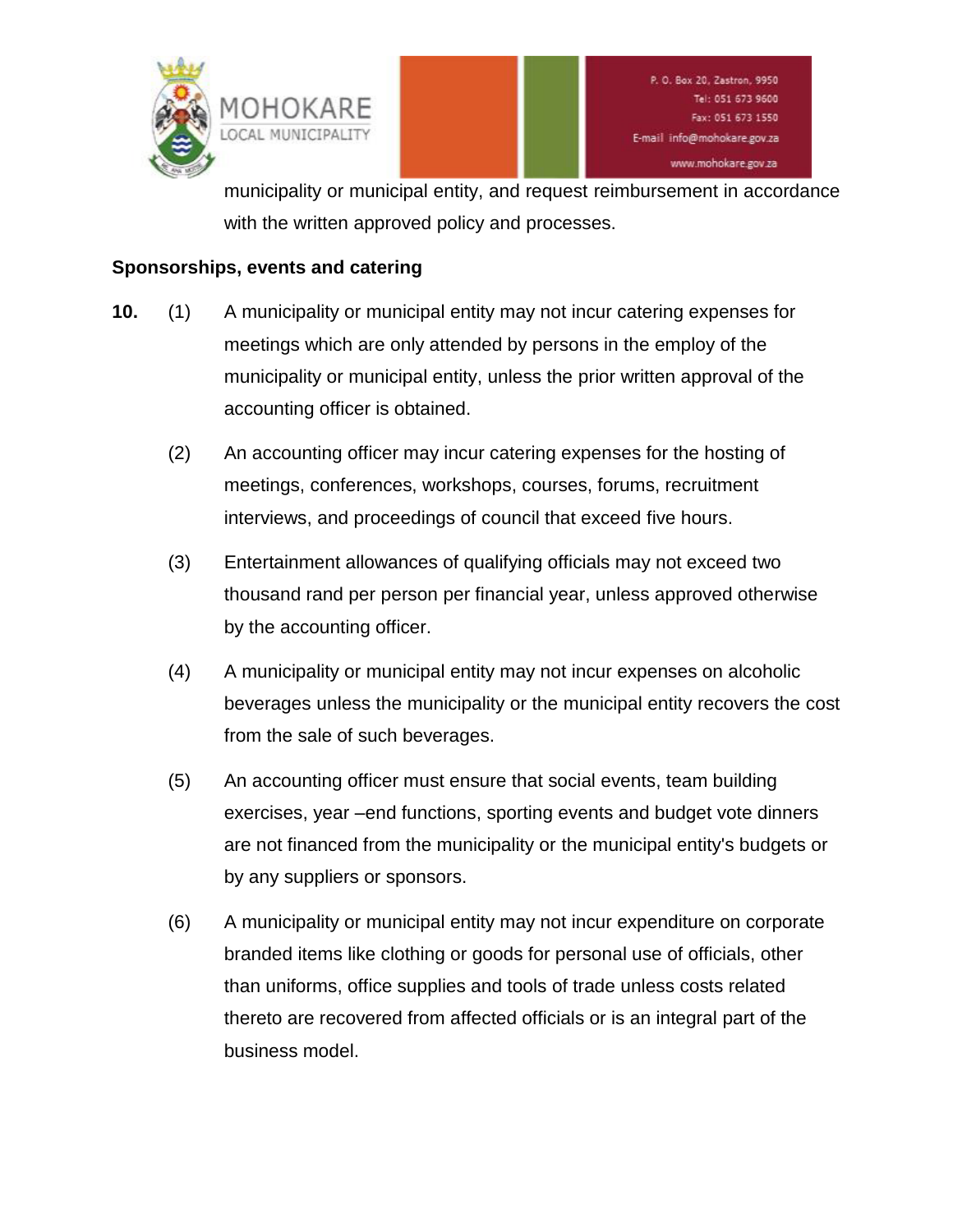municipality or municipal entity, and request reimbursement in accordance with the written approved policy and processes.

**Sponsorships, events and catering**

**10.** (1) A municipality or municipal entity may not incur catering expenses for meetings which are only attended by persons in the employ of the municipality or municipal entity, unless the prior written approval of the accounting officer is obtained.

(2) An accounting officer may incur catering expenses for the hosting of meetings, conferences, workshops, courses, forums, recruitment interviews, and proceedings of council that exceed five hours.

(3) Entertainment allowances of qualifying officials may not exceed two thousand rand per person per financial year, unless approved otherwise by the accounting officer.

(4) A municipality or municipal entity may not incur expenses on alcoholic beverages unless the municipality or the municipal entity recovers the cost from the sale of such beverages.

(5) An accounting officer must ensure that social events, team building exercises, year –end functions, sporting events and budget vote dinners are not financed from the municipality or the municipal entity's budgets or by any suppliers or sponsors.

(6) A municipality or municipal entity may not incur expenditure on corporate branded items like clothing or goods for personal use of officials, other than uniforms, office supplies and tools of trade unless costs related thereto are recovered from affected officials or is an integral part of the business model.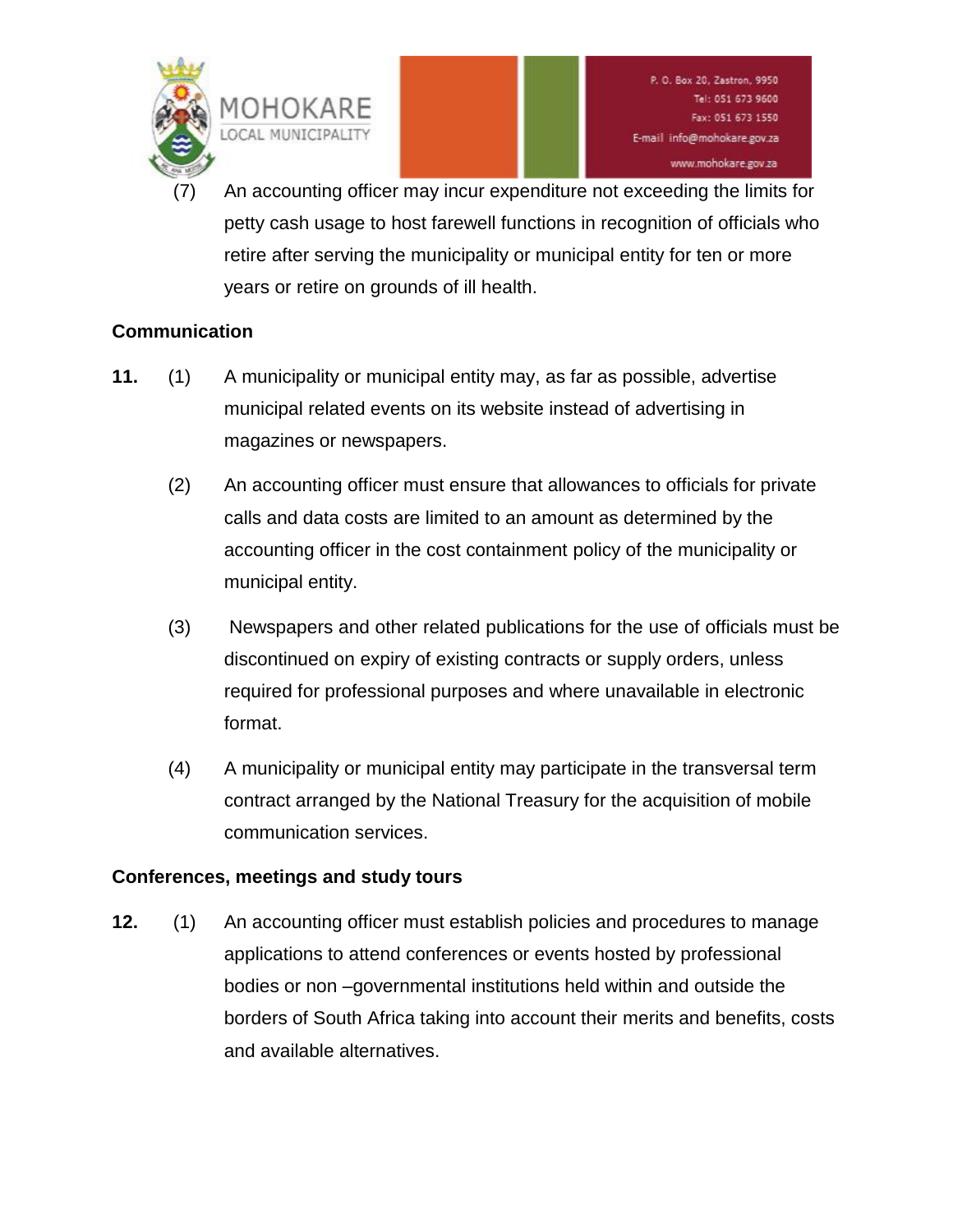(7) An accounting officer may incur expenditure not exceeding the limits for petty cash usage to host farewell functions in recognition of officials who retire after serving the municipality or municipal entity for ten or more years or retire on grounds of ill health.

**Communication**

**11.** (1) A municipality or municipal entity may, as far as possible, advertise municipal related events on its website instead of advertising in magazines or newspapers.

(2) An accounting officer must ensure that allowances to officials for private calls and data costs are limited to an amount as determined by the accounting officer in the cost containment policy of the municipality or municipal entity.

(3) Newspapers and other related publications for the use of officials must be discontinued on expiry of existing contracts or supply orders, unless required for professional purposes and where unavailable in electronic format.

(4) A municipality or municipal entity may participate in the transversal term contract arranged by the National Treasury for the acquisition of mobile communication services.

**Conferences, meetings and study tours**

**12.** (1) An accounting officer must establish policies and procedures to manage applications to attend conferences or events hosted by professional bodies or non –governmental institutions held within and outside the borders of South Africa taking into account their merits and benefits, costs and available alternatives.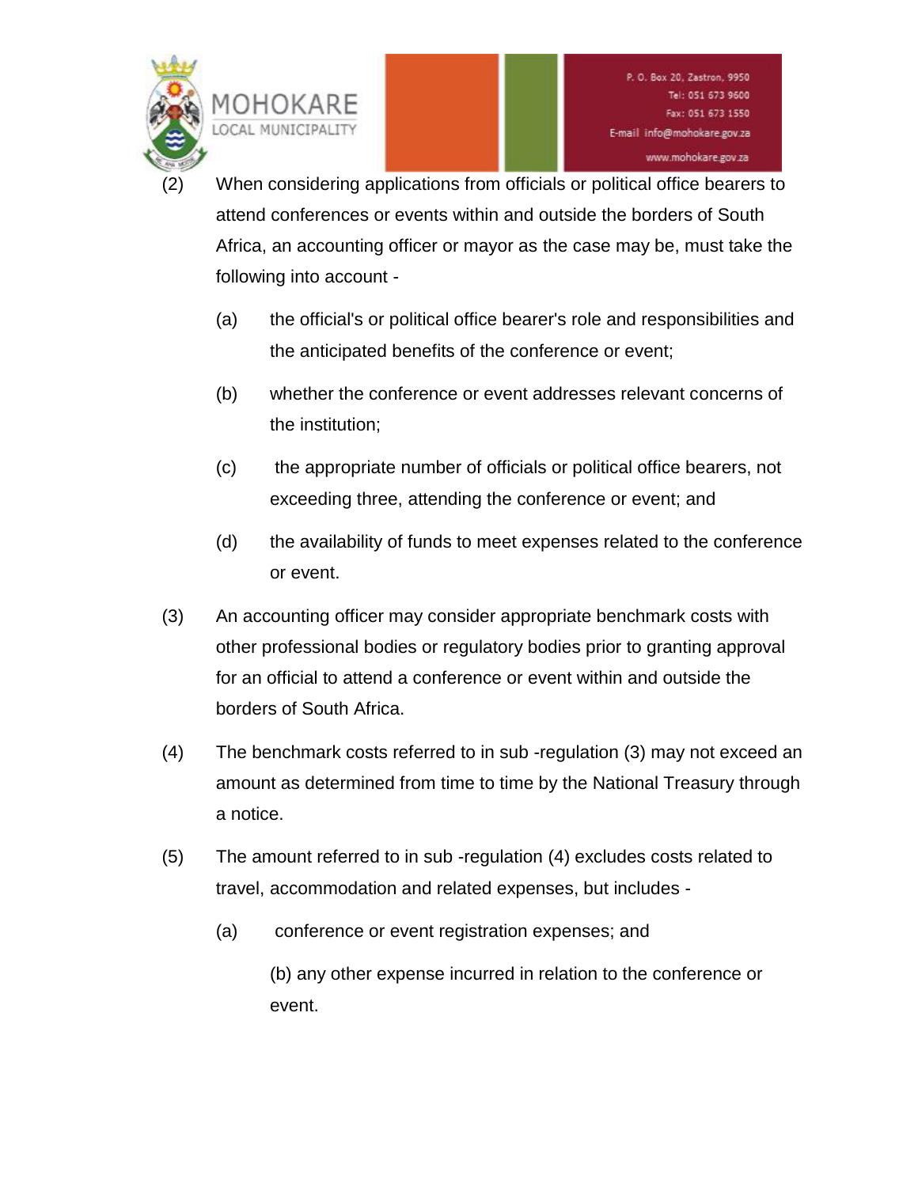(2) When considering applications from officials or political office bearers to attend conferences or events within and outside the borders of South Africa, an accounting officer or mayor as the case may be, must take the following into account -

(a) the official's or political office bearer's role and responsibilities and the anticipated benefits of the conference or event;

(b) whether the conference or event addresses relevant concerns of the institution;

(c) the appropriate number of officials or political office bearers, not exceeding three, attending the conference or event; and

(d) the availability of funds to meet expenses related to the conference or event.

(3) An accounting officer may consider appropriate benchmark costs with other professional bodies or regulatory bodies prior to granting approval for an official to attend a conference or event within and outside the borders of South Africa.

(4) The benchmark costs referred to in sub -regulation (3) may not exceed an amount as determined from time to time by the National Treasury through a notice.

(5) The amount referred to in sub -regulation (4) excludes costs related to travel, accommodation and related expenses, but includes -

(a) conference or event registration expenses; and

(b) any other expense incurred in relation to the conference or event.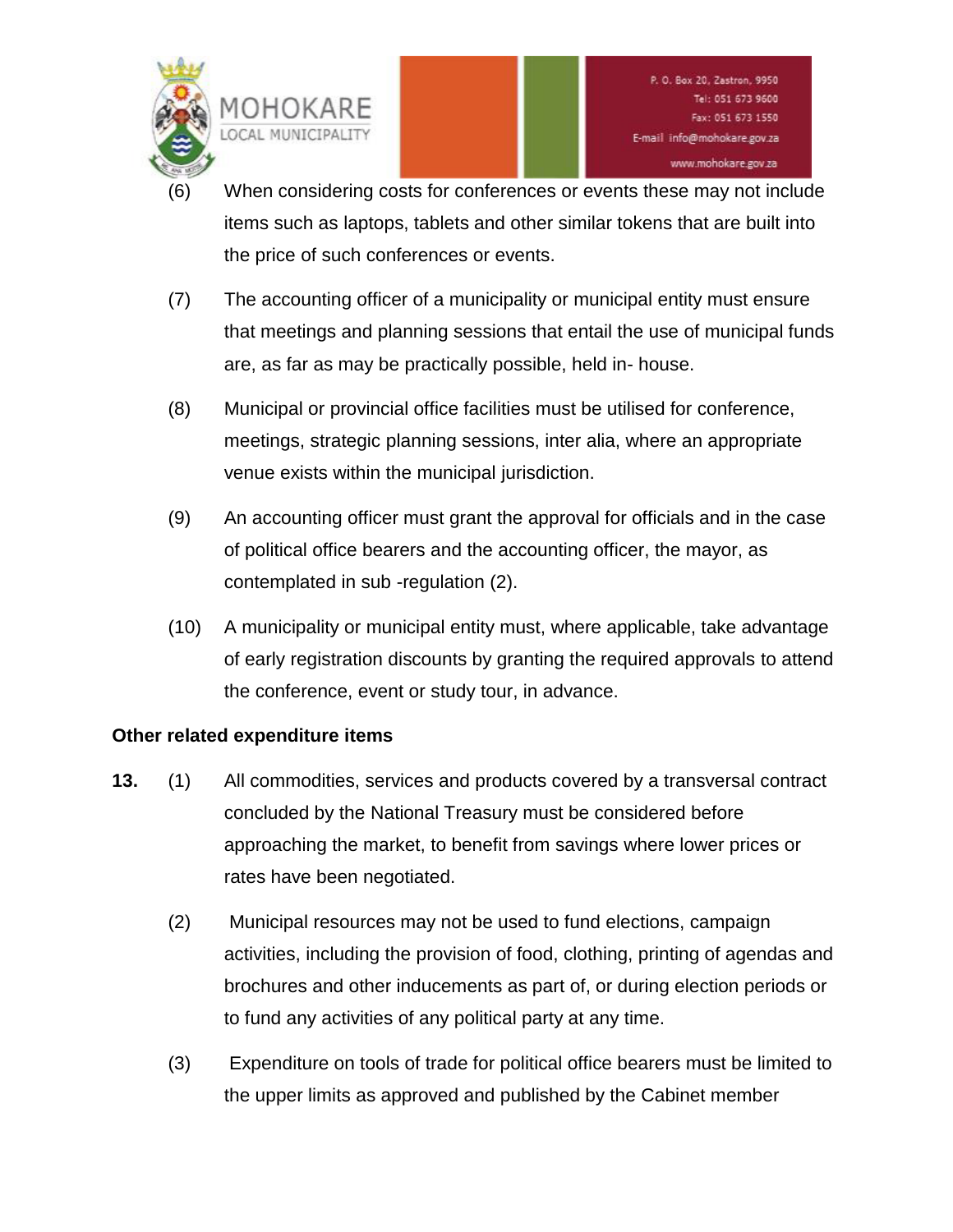(6) When considering costs for conferences or events these may not include items such as laptops, tablets and other similar tokens that are built into the price of such conferences or events.

(7) The accounting officer of a municipality or municipal entity must ensure that meetings and planning sessions that entail the use of municipal funds are, as far as may be practically possible, held in- house.

(8) Municipal or provincial office facilities must be utilised for conference, meetings, strategic planning sessions, inter alia, where an appropriate venue exists within the municipal jurisdiction.

(9) An accounting officer must grant the approval for officials and in the case of political office bearers and the accounting officer, the mayor, as contemplated in sub -regulation (2).

(10) A municipality or municipal entity must, where applicable, take advantage of early registration discounts by granting the required approvals to attend the conference, event or study tour, in advance.

**Other related expenditure items**

**13.** (1) All commodities, services and products covered by a transversal contract concluded by the National Treasury must be considered before approaching the market, to benefit from savings where lower prices or rates have been negotiated.

(2) Municipal resources may not be used to fund elections, campaign activities, including the provision of food, clothing, printing of agendas and brochures and other inducements as part of, or during election periods or to fund any activities of any political party at any time.

(3) Expenditure on tools of trade for political office bearers must be limited to the upper limits as approved and published by the Cabinet member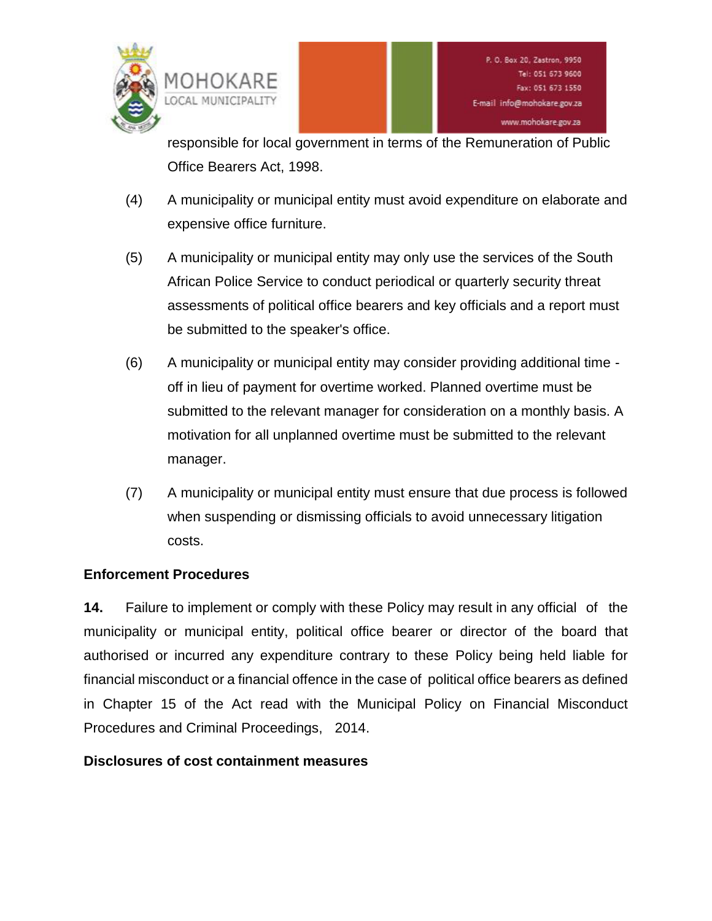responsible for local government in terms of the Remuneration of Public Office Bearers Act, 1998.

(4) A municipality or municipal entity must avoid expenditure on elaborate and expensive office furniture.

(5) A municipality or municipal entity may only use the services of the South African Police Service to conduct periodical or quarterly security threat assessments of political office bearers and key officials and a report must be submitted to the speaker's office.

(6) A municipality or municipal entity may consider providing additional time - off in lieu of payment for overtime worked. Planned overtime must be submitted to the relevant manager for consideration on a monthly basis. A motivation for all unplanned overtime must be submitted to the relevant manager.

(7) A municipality or municipal entity must ensure that due process is followed when suspending or dismissing officials to avoid unnecessary litigation costs.

**Enforcement Procedures**

**14.** Failure to implement or comply with these Policy may result in any official of the municipality or municipal entity, political office bearer or director of the board that authorised or incurred any expenditure contrary to these Policy being held liable for financial misconduct or a financial offence in the case of political office bearers as defined in Chapter 15 of the Act read with the Municipal Policy on Financial Misconduct Procedures and Criminal Proceedings, 2014.

**Disclosures of cost containment measures**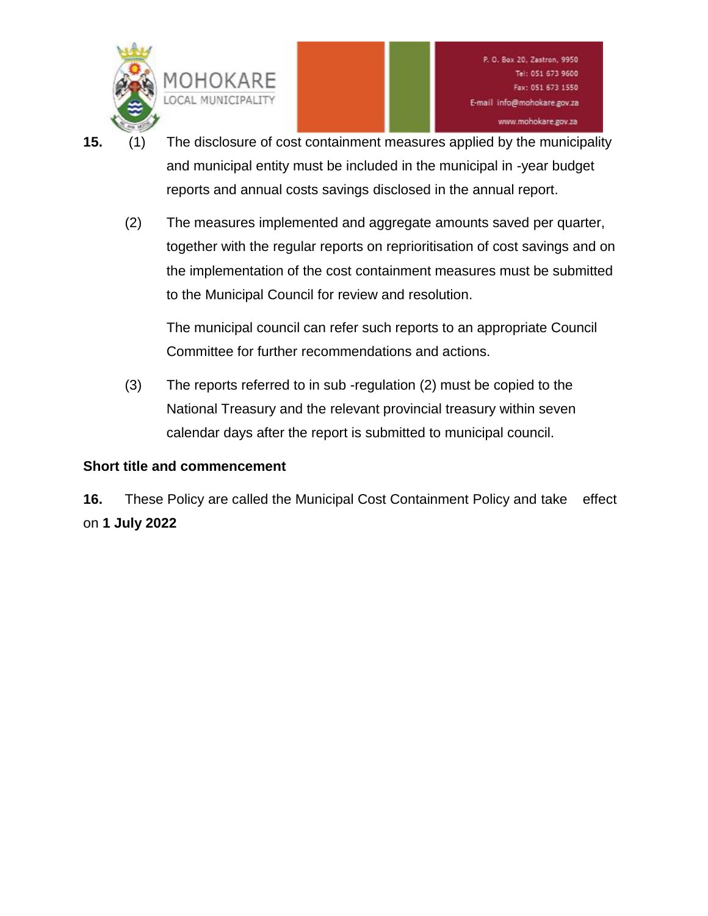**15.** (1) The disclosure of cost containment measures applied by the municipality and municipal entity must be included in the municipal in -year budget reports and annual costs savings disclosed in the annual report.

(2) The measures implemented and aggregate amounts saved per quarter, together with the regular reports on reprioritisation of cost savings and on the implementation of the cost containment measures must be submitted to the Municipal Council for review and resolution.

The municipal council can refer such reports to an appropriate Council Committee for further recommendations and actions.

(3) The reports referred to in sub -regulation (2) must be copied to the National Treasury and the relevant provincial treasury within seven calendar days after the report is submitted to municipal council.

**Short title and commencement**

**16.** These Policy are called the Municipal Cost Containment Policy and take effect on **1 July 2022**